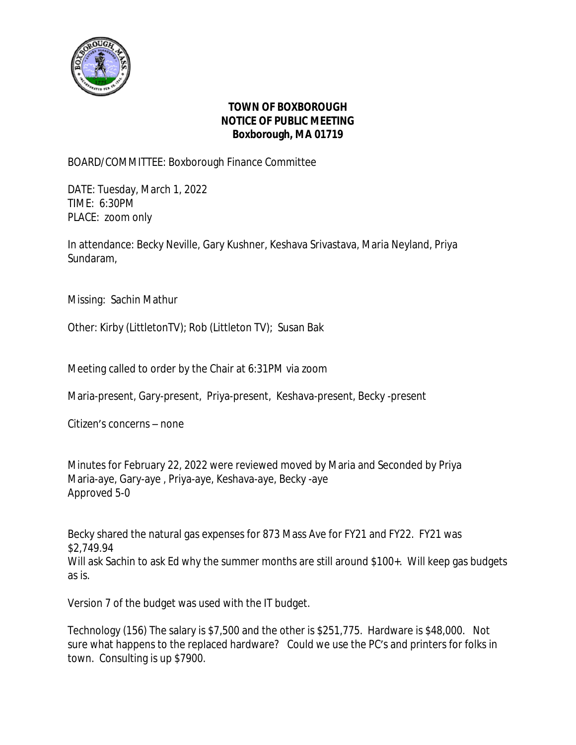**TOWN OF BOXBOROUGH**
**NOTICE OF PUBLIC MEETING**
**Boxborough, MA 01719**

BOARD/COMMITTEE: Boxborough Finance Committee

DATE: Tuesday, March 1, 2022
TIME: 6:30PM
PLACE: zoom only

In attendance: Becky Neville, Gary Kushner, Keshava Srivastava, Maria Neyland, Priya Sundaram,

Missing: Sachin Mathur

Other: Kirby (LittletonTV); Rob (Littleton TV); Susan Bak

Meeting called to order by the Chair at 6:31PM via zoom

Maria-present, Gary-present, Priya-present, Keshava-present, Becky -present

Citizen's concerns – none

Minutes for February 22, 2022 were reviewed moved by Maria and Seconded by Priya
Maria-aye, Gary-aye , Priya-aye, Keshava-aye, Becky -aye
Approved 5-0

Becky shared the natural gas expenses for 873 Mass Ave for FY21 and FY22. FY21 was $2,749.94
Will ask Sachin to ask Ed why the summer months are still around $100+. Will keep gas budgets as is.

Version 7 of the budget was used with the IT budget.

Technology (156) The salary is $7,500 and the other is $251,775. Hardware is $48,000. Not sure what happens to the replaced hardware? Could we use the PC's and printers for folks in town. Consulting is up $7900.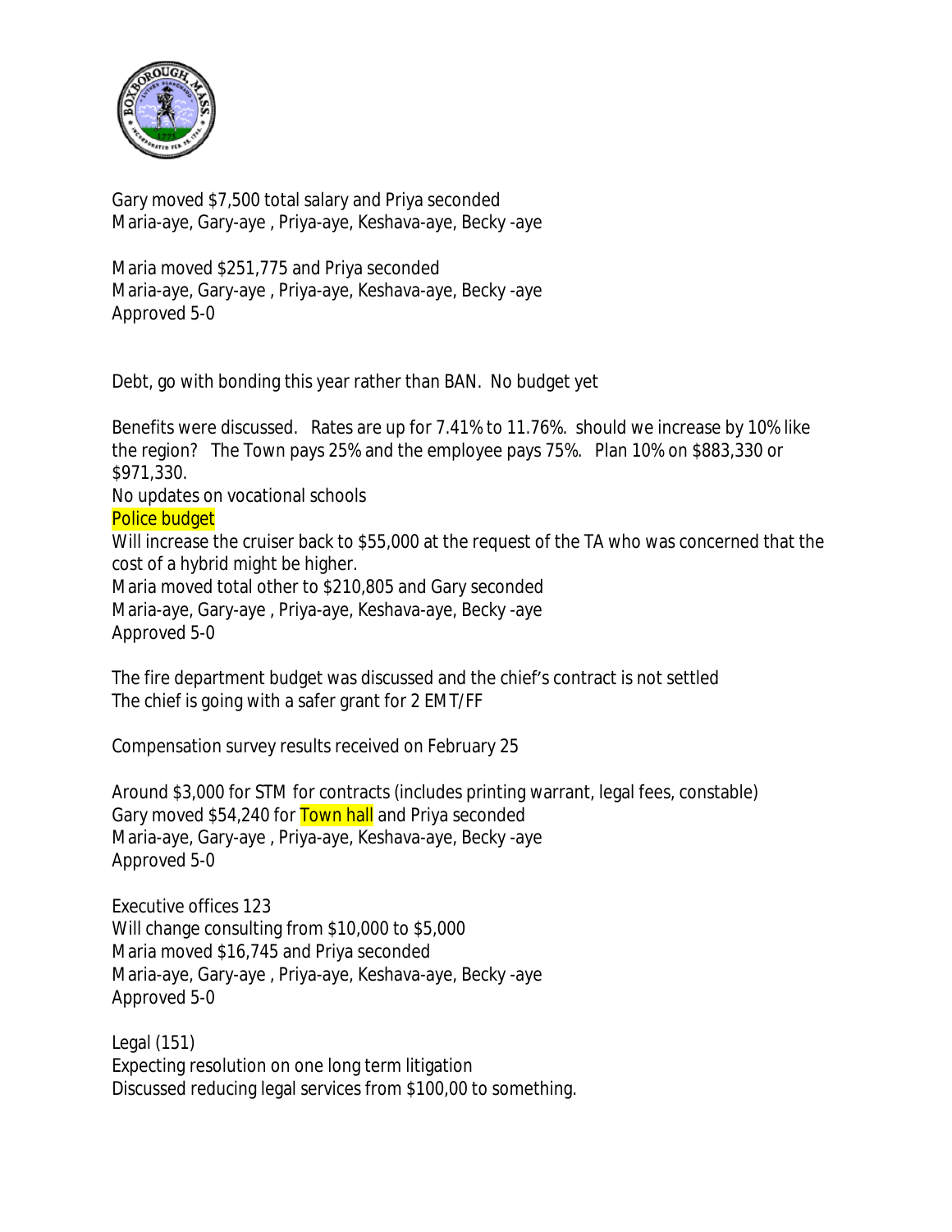Gary moved $7,500 total salary and Priya seconded
Maria-aye, Gary-aye , Priya-aye, Keshava-aye, Becky -aye

Maria moved $251,775 and Priya seconded
Maria-aye, Gary-aye , Priya-aye, Keshava-aye, Becky -aye
Approved 5-0

Debt, go with bonding this year rather than BAN. No budget yet

Benefits were discussed. Rates are up for 7.41% to 11.76%. should we increase by 10% like the region? The Town pays 25% and the employee pays 75%. Plan 10% on $883,330 or $971,330.
No updates on vocational schools
Police budget
Will increase the cruiser back to $55,000 at the request of the TA who was concerned that the cost of a hybrid might be higher.
Maria moved total other to $210,805 and Gary seconded
Maria-aye, Gary-aye , Priya-aye, Keshava-aye, Becky -aye
Approved 5-0

The fire department budget was discussed and the chief's contract is not settled
The chief is going with a safer grant for 2 EMT/FF

Compensation survey results received on February 25

Around $3,000 for STM for contracts (includes printing warrant, legal fees, constable)
Gary moved $54,240 for Town hall and Priya seconded
Maria-aye, Gary-aye , Priya-aye, Keshava-aye, Becky -aye
Approved 5-0

Executive offices 123
Will change consulting from $10,000 to $5,000
Maria moved $16,745 and Priya seconded
Maria-aye, Gary-aye , Priya-aye, Keshava-aye, Becky -aye
Approved 5-0

Legal (151)
Expecting resolution on one long term litigation
Discussed reducing legal services from $100,00 to something.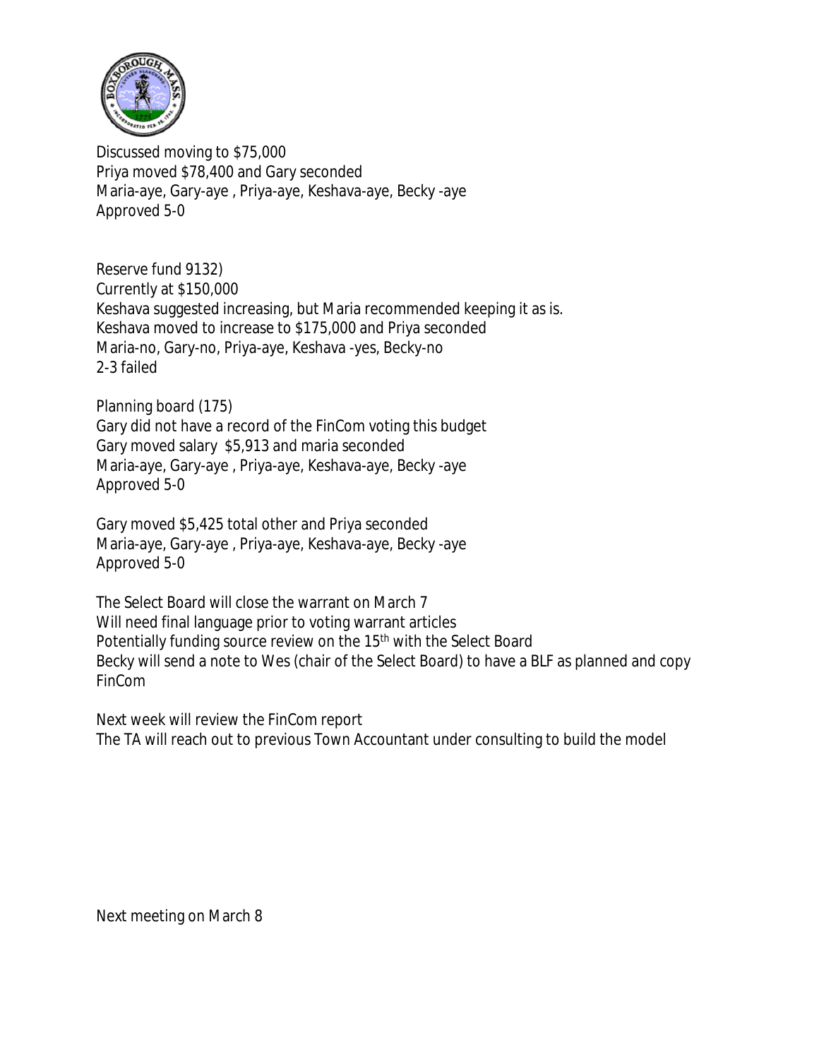Discussed moving to $75,000
Priya moved $78,400 and Gary seconded
Maria-aye, Gary-aye , Priya-aye, Keshava-aye, Becky -aye
Approved 5-0

Reserve fund 9132)
Currently at $150,000
Keshava suggested increasing, but Maria recommended keeping it as is.
Keshava moved to increase to $175,000 and Priya seconded
Maria-no, Gary-no, Priya-aye, Keshava -yes, Becky-no
2-3 failed

Planning board (175)
Gary did not have a record of the FinCom voting this budget
Gary moved salary $5,913 and maria seconded
Maria-aye, Gary-aye , Priya-aye, Keshava-aye, Becky -aye
Approved 5-0

Gary moved $5,425 total other and Priya seconded
Maria-aye, Gary-aye , Priya-aye, Keshava-aye, Becky -aye
Approved 5-0

The Select Board will close the warrant on March 7
Will need final language prior to voting warrant articles
Potentially funding source review on the 15th with the Select Board
Becky will send a note to Wes (chair of the Select Board) to have a BLF as planned and copy FinCom

Next week will review the FinCom report
The TA will reach out to previous Town Accountant under consulting to build the model

Next meeting on March 8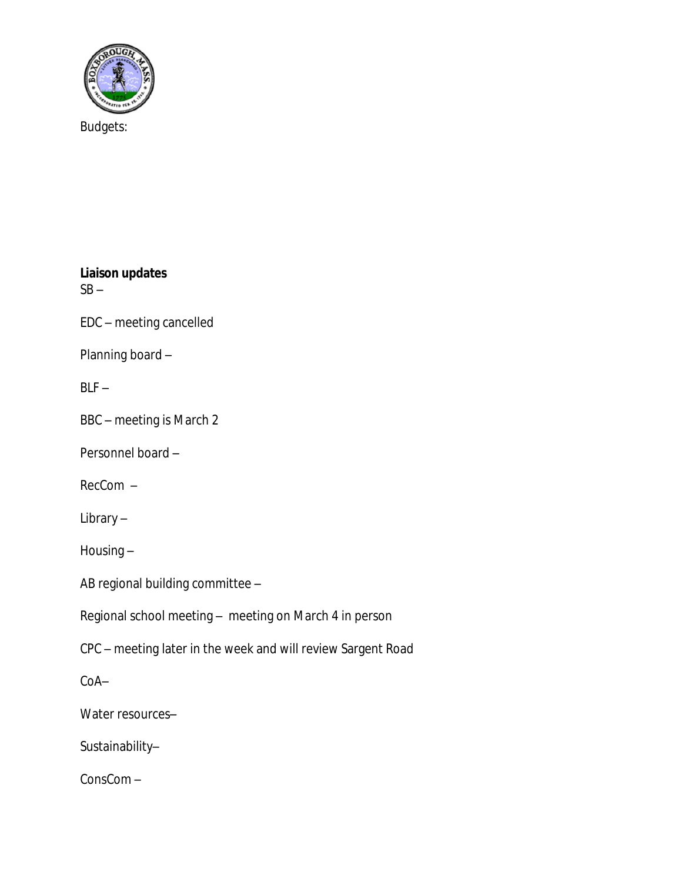Budgets:

**Liaison updates**

SB –

EDC – meeting cancelled

Planning board –

BLF –

BBC – meeting is March 2

Personnel board –

RecCom –

Library –

Housing –

AB regional building committee –

Regional school meeting – meeting on March 4 in person

CPC – meeting later in the week and will review Sargent Road

CoA–

Water resources–

Sustainability–

ConsCom –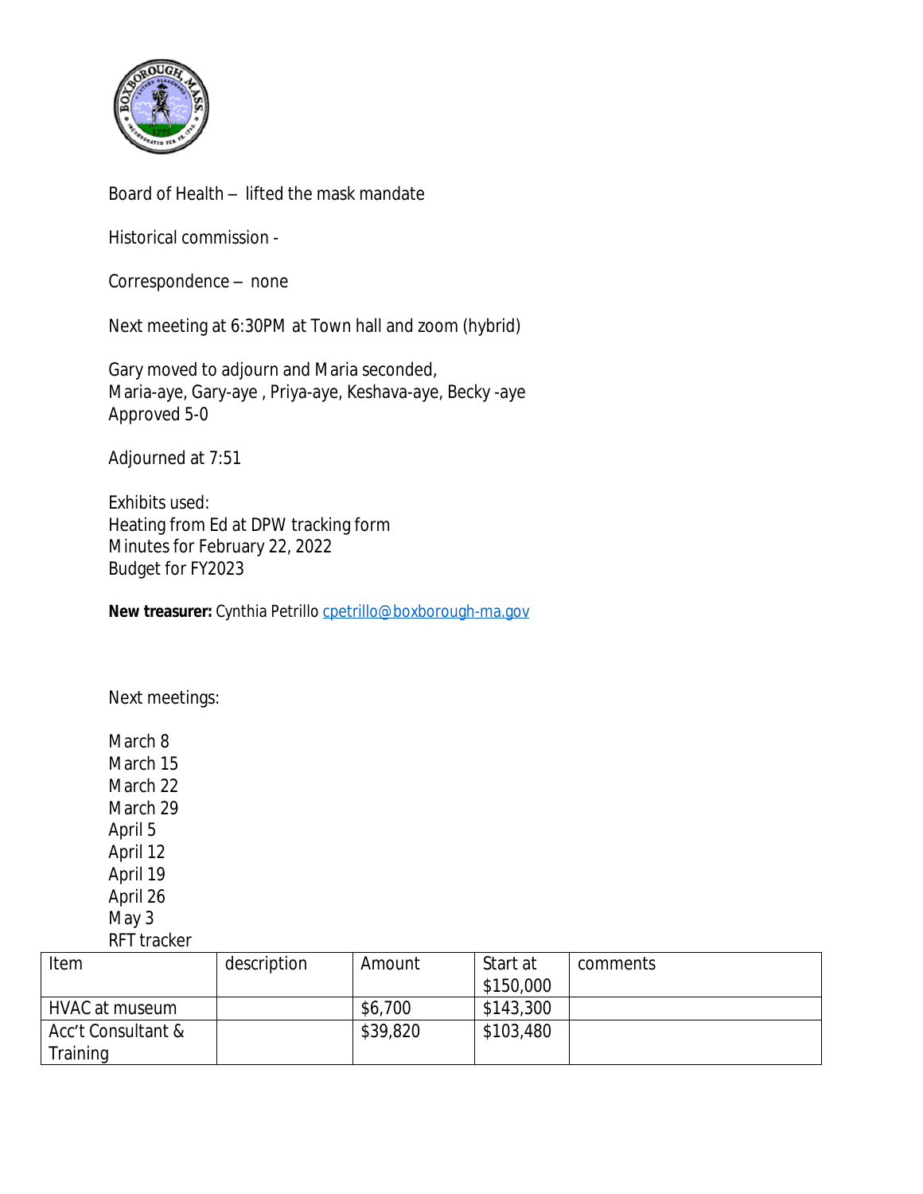Board of Health – lifted the mask mandate

Historical commission -

Correspondence – none

Next meeting at 6:30PM at Town hall and zoom (hybrid)

Gary moved to adjourn and Maria seconded,
Maria-aye, Gary-aye , Priya-aye, Keshava-aye, Becky -aye
Approved 5-0

Adjourned at 7:51

Exhibits used:
Heating from Ed at DPW tracking form
Minutes for February 22, 2022
Budget for FY2023

**New treasurer:** Cynthia Petrillo cpetrillo@boxborough-ma.gov

Next meetings:

March 8
March 15
March 22
March 29
April 5
April 12
April 19
April 26
May 3
RFT tracker

| Item | description | Amount | Start at $150,000 | comments |
|---|---|---|---|---|
| HVAC at museum | | $6,700 | $143,300 | |
| Acc't Consultant & Training | | $39,820 | $103,480 | |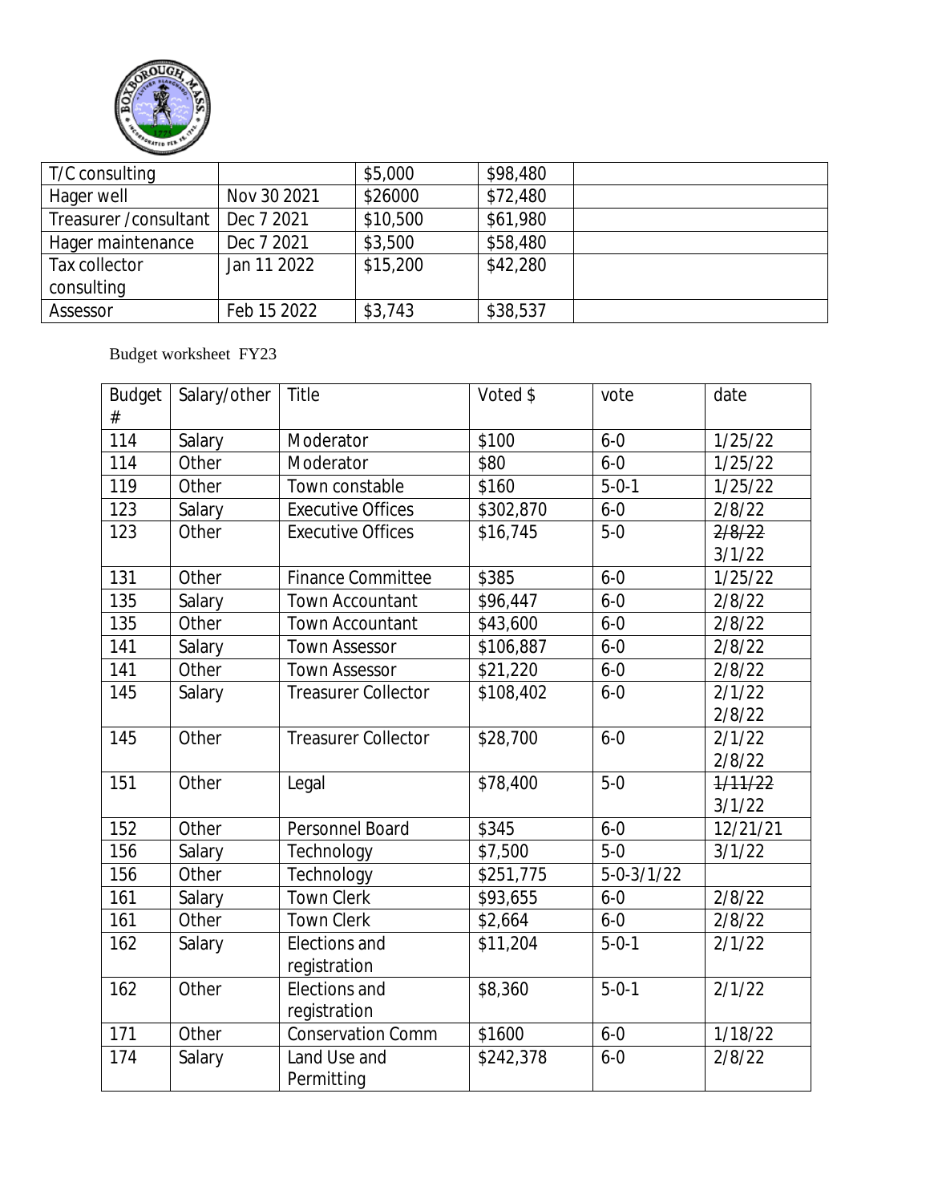| T/C consulting | | $5,000 | $98,480 | |
|---|---|---|---|---|
| Hager well | Nov 30 2021 | $26000 | $72,480 | |
| Treasurer /consultant | Dec 7 2021 | $10,500 | $61,980 | |
| Hager maintenance | Dec 7 2021 | $3,500 | $58,480 | |
| Tax collector consulting | Jan 11 2022 | $15,200 | $42,280 | |
| Assessor | Feb 15 2022 | $3,743 | $38,537 | |

Budget worksheet FY23

| Budget # | Salary/other | Title | Voted $ | vote | date |
|---|---|---|---|---|---|
| 114 | Salary | Moderator | $100 | 6-0 | 1/25/22 |
| 114 | Other | Moderator | $80 | 6-0 | 1/25/22 |
| 119 | Other | Town constable | $160 | 5-0-1 | 1/25/22 |
| 123 | Salary | Executive Offices | $302,870 | 6-0 | 2/8/22 |
| 123 | Other | Executive Offices | $16,745 | 5-0 | ~~2/8/22~~ 3/1/22 |
| 131 | Other | Finance Committee | $385 | 6-0 | 1/25/22 |
| 135 | Salary | Town Accountant | $96,447 | 6-0 | 2/8/22 |
| 135 | Other | Town Accountant | $43,600 | 6-0 | 2/8/22 |
| 141 | Salary | Town Assessor | $106,887 | 6-0 | 2/8/22 |
| 141 | Other | Town Assessor | $21,220 | 6-0 | 2/8/22 |
| 145 | Salary | Treasurer Collector | $108,402 | 6-0 | 2/1/22 2/8/22 |
| 145 | Other | Treasurer Collector | $28,700 | 6-0 | 2/1/22 2/8/22 |
| 151 | Other | Legal | $78,400 | 5-0 | ~~1/11/22~~ 3/1/22 |
| 152 | Other | Personnel Board | $345 | 6-0 | 12/21/21 |
| 156 | Salary | Technology | $7,500 | 5-0 | 3/1/22 |
| 156 | Other | Technology | $251,775 | 5-0-3/1/22 | |
| 161 | Salary | Town Clerk | $93,655 | 6-0 | 2/8/22 |
| 161 | Other | Town Clerk | $2,664 | 6-0 | 2/8/22 |
| 162 | Salary | Elections and registration | $11,204 | 5-0-1 | 2/1/22 |
| 162 | Other | Elections and registration | $8,360 | 5-0-1 | 2/1/22 |
| 171 | Other | Conservation Comm | $1600 | 6-0 | 1/18/22 |
| 174 | Salary | Land Use and Permitting | $242,378 | 6-0 | 2/8/22 |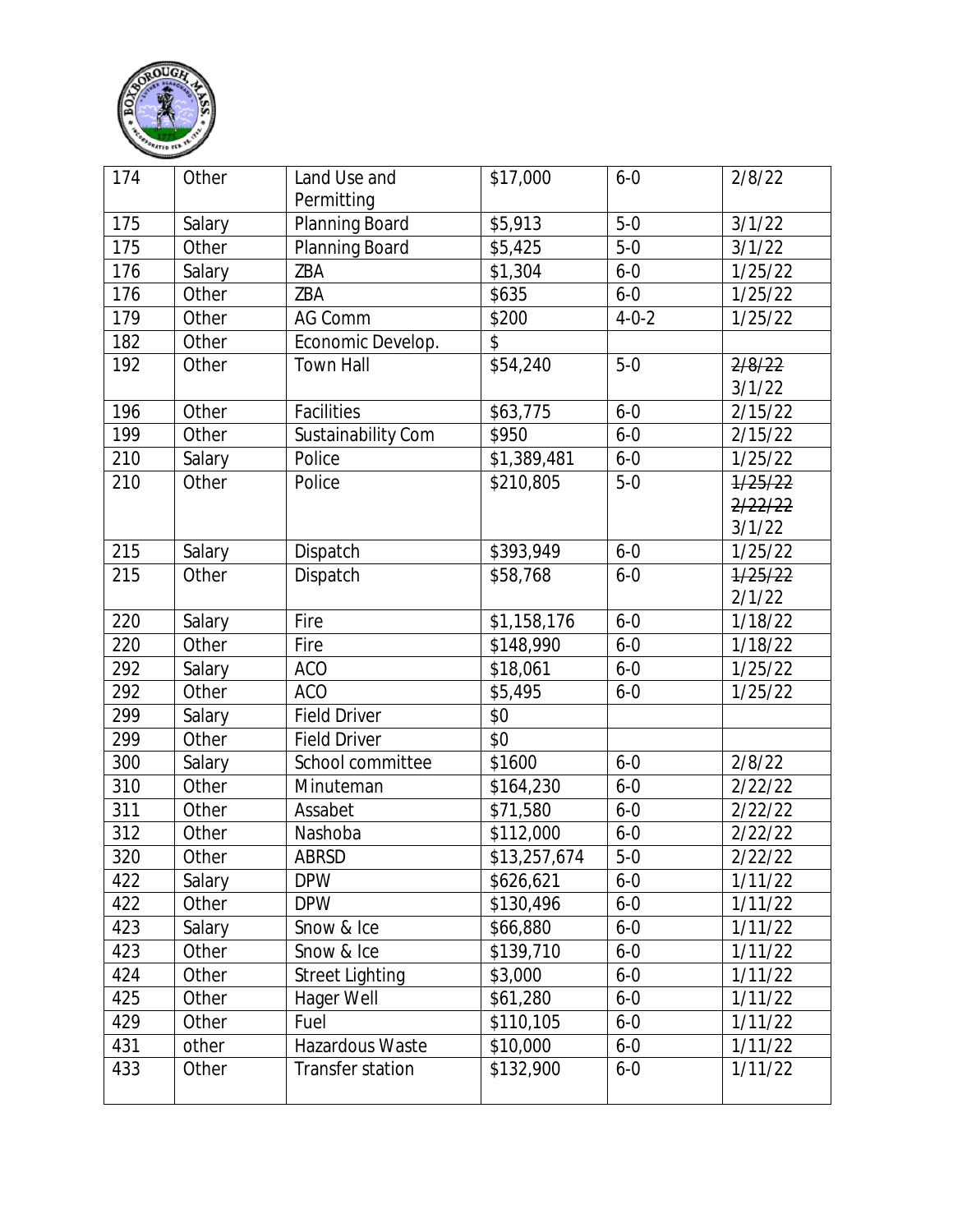| 174 | Other | Land Use and Permitting | $17,000 | 6-0 | 2/8/22 |
|---|---|---|---|---|---|
| 175 | Salary | Planning Board | $5,913 | 5-0 | 3/1/22 |
| 175 | Other | Planning Board | $5,425 | 5-0 | 3/1/22 |
| 176 | Salary | ZBA | $1,304 | 6-0 | 1/25/22 |
| 176 | Other | ZBA | $635 | 6-0 | 1/25/22 |
| 179 | Other | AG Comm | $200 | 4-0-2 | 1/25/22 |
| 182 | Other | Economic Develop. | $ | | |
| 192 | Other | Town Hall | $54,240 | 5-0 | ~~2/8/22~~ 3/1/22 |
| 196 | Other | Facilities | $63,775 | 6-0 | 2/15/22 |
| 199 | Other | Sustainability Com | $950 | 6-0 | 2/15/22 |
| 210 | Salary | Police | $1,389,481 | 6-0 | 1/25/22 |
| 210 | Other | Police | $210,805 | 5-0 | ~~1/25/22~~ ~~2/22/22~~ 3/1/22 |
| 215 | Salary | Dispatch | $393,949 | 6-0 | 1/25/22 |
| 215 | Other | Dispatch | $58,768 | 6-0 | ~~1/25/22~~ 2/1/22 |
| 220 | Salary | Fire | $1,158,176 | 6-0 | 1/18/22 |
| 220 | Other | Fire | $148,990 | 6-0 | 1/18/22 |
| 292 | Salary | ACO | $18,061 | 6-0 | 1/25/22 |
| 292 | Other | ACO | $5,495 | 6-0 | 1/25/22 |
| 299 | Salary | Field Driver | $0 | | |
| 299 | Other | Field Driver | $0 | | |
| 300 | Salary | School committee | $1600 | 6-0 | 2/8/22 |
| 310 | Other | Minuteman | $164,230 | 6-0 | 2/22/22 |
| 311 | Other | Assabet | $71,580 | 6-0 | 2/22/22 |
| 312 | Other | Nashoba | $112,000 | 6-0 | 2/22/22 |
| 320 | Other | ABRSD | $13,257,674 | 5-0 | 2/22/22 |
| 422 | Salary | DPW | $626,621 | 6-0 | 1/11/22 |
| 422 | Other | DPW | $130,496 | 6-0 | 1/11/22 |
| 423 | Salary | Snow & Ice | $66,880 | 6-0 | 1/11/22 |
| 423 | Other | Snow & Ice | $139,710 | 6-0 | 1/11/22 |
| 424 | Other | Street Lighting | $3,000 | 6-0 | 1/11/22 |
| 425 | Other | Hager Well | $61,280 | 6-0 | 1/11/22 |
| 429 | Other | Fuel | $110,105 | 6-0 | 1/11/22 |
| 431 | other | Hazardous Waste | $10,000 | 6-0 | 1/11/22 |
| 433 | Other | Transfer station | $132,900 | 6-0 | 1/11/22 |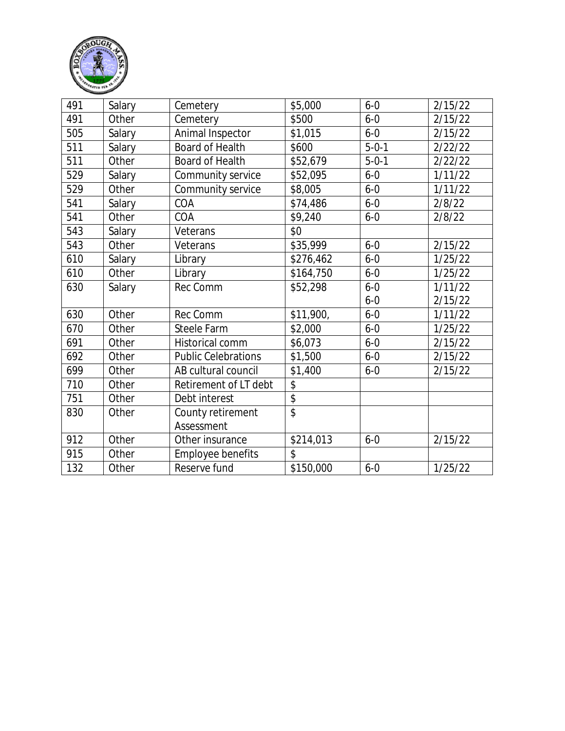| | | | | | |
|---|---|---|---|---|---|
| 491 | Salary | Cemetery | $5,000 | 6-0 | 2/15/22 |
| 491 | Other | Cemetery | $500 | 6-0 | 2/15/22 |
| 505 | Salary | Animal Inspector | $1,015 | 6-0 | 2/15/22 |
| 511 | Salary | Board of Health | $600 | 5-0-1 | 2/22/22 |
| 511 | Other | Board of Health | $52,679 | 5-0-1 | 2/22/22 |
| 529 | Salary | Community service | $52,095 | 6-0 | 1/11/22 |
| 529 | Other | Community service | $8,005 | 6-0 | 1/11/22 |
| 541 | Salary | COA | $74,486 | 6-0 | 2/8/22 |
| 541 | Other | COA | $9,240 | 6-0 | 2/8/22 |
| 543 | Salary | Veterans | $0 | | |
| 543 | Other | Veterans | $35,999 | 6-0 | 2/15/22 |
| 610 | Salary | Library | $276,462 | 6-0 | 1/25/22 |
| 610 | Other | Library | $164,750 | 6-0 | 1/25/22 |
| 630 | Salary | Rec Comm | $52,298 | 6-0<br>6-0 | 1/11/22<br>2/15/22 |
| 630 | Other | Rec Comm | $11,900, | 6-0 | 1/11/22 |
| 670 | Other | Steele Farm | $2,000 | 6-0 | 1/25/22 |
| 691 | Other | Historical comm | $6,073 | 6-0 | 2/15/22 |
| 692 | Other | Public Celebrations | $1,500 | 6-0 | 2/15/22 |
| 699 | Other | AB cultural council | $1,400 | 6-0 | 2/15/22 |
| 710 | Other | Retirement of LT debt | $ | | |
| 751 | Other | Debt interest | $ | | |
| 830 | Other | County retirement Assessment | $ | | |
| 912 | Other | Other insurance | $214,013 | 6-0 | 2/15/22 |
| 915 | Other | Employee benefits | $ | | |
| 132 | Other | Reserve fund | $150,000 | 6-0 | 1/25/22 |